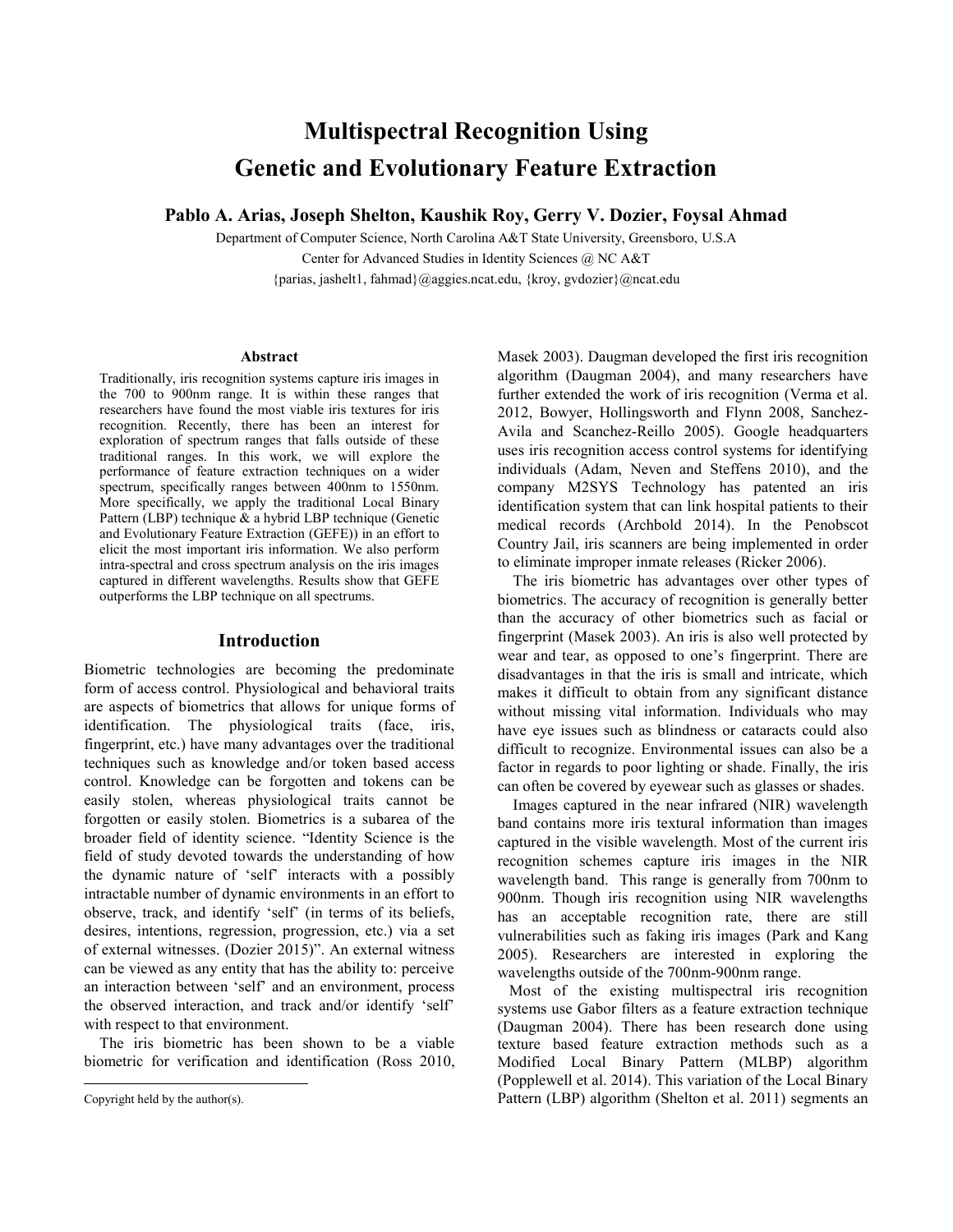# Multispectral Recognition Using Genetic and Evolutionary Feature Extraction

**Pablo A. Arias, Joseph Shelton, Kaushik Roy, Gerry V. Dozier, Foysal Ahmad**

Department of Computer Science, North Carolina A&T State University, Greensboro, U.S.A
Center for Advanced Studies in Identity Sciences @ NC A&T
{parias, jashelt1, fahmad}@aggies.ncat.edu, {kroy, gvdozier}@ncat.edu

### Abstract

Traditionally, iris recognition systems capture iris images in the 700 to 900nm range. It is within these ranges that researchers have found the most viable iris textures for iris recognition. Recently, there has been an interest for exploration of spectrum ranges that falls outside of these traditional ranges. In this work, we will explore the performance of feature extraction techniques on a wider spectrum, specifically ranges between 400nm to 1550nm. More specifically, we apply the traditional Local Binary Pattern (LBP) technique & a hybrid LBP technique (Genetic and Evolutionary Feature Extraction (GEFE)) in an effort to elicit the most important iris information. We also perform intra-spectral and cross spectrum analysis on the iris images captured in different wavelengths. Results show that GEFE outperforms the LBP technique on all spectrums.

## Introduction

Biometric technologies are becoming the predominate form of access control. Physiological and behavioral traits are aspects of biometrics that allows for unique forms of identification. The physiological traits (face, iris, fingerprint, etc.) have many advantages over the traditional techniques such as knowledge and/or token based access control. Knowledge can be forgotten and tokens can be easily stolen, whereas physiological traits cannot be forgotten or easily stolen. Biometrics is a subarea of the broader field of identity science. "Identity Science is the field of study devoted towards the understanding of how the dynamic nature of 'self' interacts with a possibly intractable number of dynamic environments in an effort to observe, track, and identify 'self' (in terms of its beliefs, desires, intentions, regression, progression, etc.) via a set of external witnesses. (Dozier 2015)". An external witness can be viewed as any entity that has the ability to: perceive an interaction between 'self' and an environment, process the observed interaction, and track and/or identify 'self' with respect to that environment.

The iris biometric has been shown to be a viable biometric for verification and identification (Ross 2010, Masek 2003). Daugman developed the first iris recognition algorithm (Daugman 2004), and many researchers have further extended the work of iris recognition (Verma et al. 2012, Bowyer, Hollingsworth and Flynn 2008, Sanchez-Avila and Scanchez-Reillo 2005). Google headquarters uses iris recognition access control systems for identifying individuals (Adam, Neven and Steffens 2010), and the company M2SYS Technology has patented an iris identification system that can link hospital patients to their medical records (Archbold 2014). In the Penobscot Country Jail, iris scanners are being implemented in order to eliminate improper inmate releases (Ricker 2006).

The iris biometric has advantages over other types of biometrics. The accuracy of recognition is generally better than the accuracy of other biometrics such as facial or fingerprint (Masek 2003). An iris is also well protected by wear and tear, as opposed to one's fingerprint. There are disadvantages in that the iris is small and intricate, which makes it difficult to obtain from any significant distance without missing vital information. Individuals who may have eye issues such as blindness or cataracts could also difficult to recognize. Environmental issues can also be a factor in regards to poor lighting or shade. Finally, the iris can often be covered by eyewear such as glasses or shades.

Images captured in the near infrared (NIR) wavelength band contains more iris textural information than images captured in the visible wavelength. Most of the current iris recognition schemes capture iris images in the NIR wavelength band. This range is generally from 700nm to 900nm. Though iris recognition using NIR wavelengths has an acceptable recognition rate, there are still vulnerabilities such as faking iris images (Park and Kang 2005). Researchers are interested in exploring the wavelengths outside of the 700nm-900nm range.

Most of the existing multispectral iris recognition systems use Gabor filters as a feature extraction technique (Daugman 2004). There has been research done using texture based feature extraction methods such as a Modified Local Binary Pattern (MLBP) algorithm (Popplewell et al. 2014). This variation of the Local Binary Pattern (LBP) algorithm (Shelton et al. 2011) segments an

Copyright held by the author(s).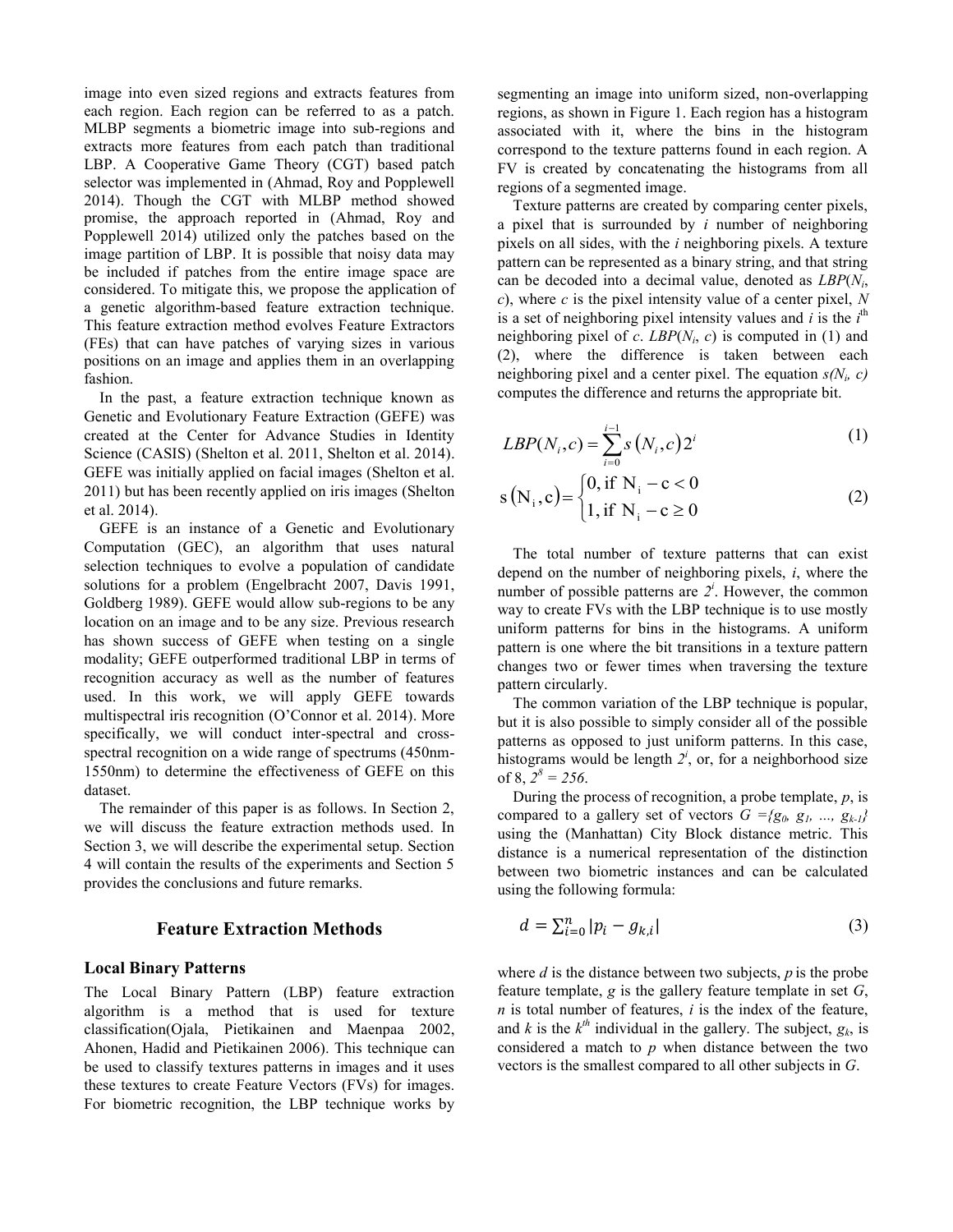image into even sized regions and extracts features from each region. Each region can be referred to as a patch. MLBP segments a biometric image into sub-regions and extracts more features from each patch than traditional LBP. A Cooperative Game Theory (CGT) based patch selector was implemented in (Ahmad, Roy and Popplewell 2014). Though the CGT with MLBP method showed promise, the approach reported in (Ahmad, Roy and Popplewell 2014) utilized only the patches based on the image partition of LBP. It is possible that noisy data may be included if patches from the entire image space are considered. To mitigate this, we propose the application of a genetic algorithm-based feature extraction technique. This feature extraction method evolves Feature Extractors (FEs) that can have patches of varying sizes in various positions on an image and applies them in an overlapping fashion.

In the past, a feature extraction technique known as Genetic and Evolutionary Feature Extraction (GEFE) was created at the Center for Advance Studies in Identity Science (CASIS) (Shelton et al. 2011, Shelton et al. 2014). GEFE was initially applied on facial images (Shelton et al. 2011) but has been recently applied on iris images (Shelton et al. 2014).

GEFE is an instance of a Genetic and Evolutionary Computation (GEC), an algorithm that uses natural selection techniques to evolve a population of candidate solutions for a problem (Engelbracht 2007, Davis 1991, Goldberg 1989). GEFE would allow sub-regions to be any location on an image and to be any size. Previous research has shown success of GEFE when testing on a single modality; GEFE outperformed traditional LBP in terms of recognition accuracy as well as the number of features used. In this work, we will apply GEFE towards multispectral iris recognition (O'Connor et al. 2014). More specifically, we will conduct inter-spectral and cross-spectral recognition on a wide range of spectrums (450nm-1550nm) to determine the effectiveness of GEFE on this dataset.

The remainder of this paper is as follows. In Section 2, we will discuss the feature extraction methods used. In Section 3, we will describe the experimental setup. Section 4 will contain the results of the experiments and Section 5 provides the conclusions and future remarks.

## Feature Extraction Methods

### Local Binary Patterns

The Local Binary Pattern (LBP) feature extraction algorithm is a method that is used for texture classification(Ojala, Pietikainen and Maenpaa 2002, Ahonen, Hadid and Pietikainen 2006). This technique can be used to classify textures patterns in images and it uses these textures to create Feature Vectors (FVs) for images. For biometric recognition, the LBP technique works by segmenting an image into uniform sized, non-overlapping regions, as shown in Figure 1. Each region has a histogram associated with it, where the bins in the histogram correspond to the texture patterns found in each region. A FV is created by concatenating the histograms from all regions of a segmented image.

Texture patterns are created by comparing center pixels, a pixel that is surrounded by $i$ number of neighboring pixels on all sides, with the $i$ neighboring pixels. A texture pattern can be represented as a binary string, and that string can be decoded into a decimal value, denoted as $LBP(N_i, c)$, where $c$ is the pixel intensity value of a center pixel, $N$ is a set of neighboring pixel intensity values and $i$ is the $i^{\text{th}}$ neighboring pixel of $c$. $LBP(N_i, c)$ is computed in (1) and (2), where the difference is taken between each neighboring pixel and a center pixel. The equation $s(N_i, c)$ computes the difference and returns the appropriate bit.

$$LBP(N_i, c) = \sum_{i=0}^{i-1} s\left(N_i, c\right) 2^i \tag{1}$$

$$s\left(\mathrm{N_i}, \mathrm{c}\right) = \begin{cases} 0, \text{if } \mathrm{N_i} - \mathrm{c} < 0 \\ 1, \text{if } \mathrm{N_i} - \mathrm{c} \geq 0 \end{cases} \tag{2}$$

The total number of texture patterns that can exist depend on the number of neighboring pixels, $i$, where the number of possible patterns are $2^i$. However, the common way to create FVs with the LBP technique is to use mostly uniform patterns for bins in the histograms. A uniform pattern is one where the bit transitions in a texture pattern changes two or fewer times when traversing the texture pattern circularly.

The common variation of the LBP technique is popular, but it is also possible to simply consider all of the possible patterns as opposed to just uniform patterns. In this case, histograms would be length $2^i$, or, for a neighborhood size of 8, $2^8 = 256$.

During the process of recognition, a probe template, $p$, is compared to a gallery set of vectors $G = \{g_0, g_1, \ldots, g_{k-1}\}$ using the (Manhattan) City Block distance metric. This distance is a numerical representation of the distinction between two biometric instances and can be calculated using the following formula:

$$d = \sum_{i=0}^{n} |p_i - g_{k,i}| \tag{3}$$

where $d$ is the distance between two subjects, $p$ is the probe feature template, $g$ is the gallery feature template in set $G$, $n$ is total number of features, $i$ is the index of the feature, and $k$ is the $k^{th}$ individual in the gallery. The subject, $g_k$, is considered a match to $p$ when distance between the two vectors is the smallest compared to all other subjects in $G$.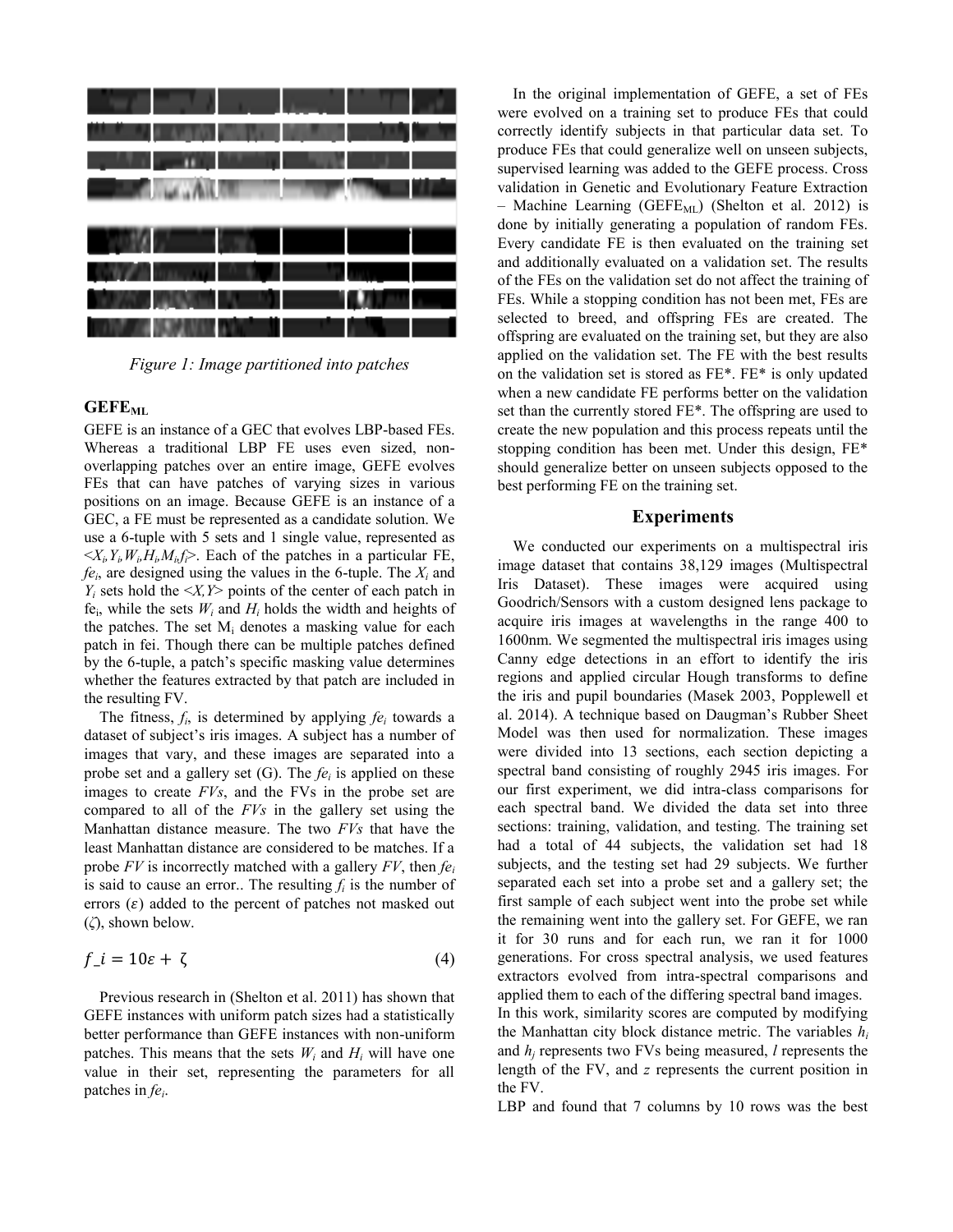*Figure 1: Image partitioned into patches*

## GEFE$_{ML}$

GEFE is an instance of a GEC that evolves LBP-based FEs. Whereas a traditional LBP FE uses even sized, non-overlapping patches over an entire image, GEFE evolves FEs that can have patches of varying sizes in various positions on an image. Because GEFE is an instance of a GEC, a FE must be represented as a candidate solution. We use a 6-tuple with 5 sets and 1 single value, represented as $<X_i,Y_i,W_i,H_i,M_i,f_i>$. Each of the patches in a particular FE, $fe_i$, are designed using the values in the 6-tuple. The $X_i$ and $Y_i$ sets hold the $<X,Y>$ points of the center of each patch in $fe_i$, while the sets $W_i$ and $H_i$ holds the width and heights of the patches. The set $M_i$ denotes a masking value for each patch in fei. Though there can be multiple patches defined by the 6-tuple, a patch's specific masking value determines whether the features extracted by that patch are included in the resulting FV.

The fitness, $f_i$, is determined by applying $fe_i$ towards a dataset of subject's iris images. A subject has a number of images that vary, and these images are separated into a probe set and a gallery set (G). The $fe_i$ is applied on these images to create *FVs*, and the FVs in the probe set are compared to all of the *FVs* in the gallery set using the Manhattan distance measure. The two *FVs* that have the least Manhattan distance are considered to be matches. If a probe *FV* is incorrectly matched with a gallery *FV*, then $fe_i$ is said to cause an error.. The resulting $f_i$ is the number of errors ($\varepsilon$) added to the percent of patches not masked out ($\zeta$), shown below.

$$f\_i = 10\varepsilon + \zeta \tag{4}$$

Previous research in (Shelton et al. 2011) has shown that GEFE instances with uniform patch sizes had a statistically better performance than GEFE instances with non-uniform patches. This means that the sets $W_i$ and $H_i$ will have one value in their set, representing the parameters for all patches in $fe_i$.

In the original implementation of GEFE, a set of FEs were evolved on a training set to produce FEs that could correctly identify subjects in that particular data set. To produce FEs that could generalize well on unseen subjects, supervised learning was added to the GEFE process. Cross validation in Genetic and Evolutionary Feature Extraction – Machine Learning (GEFE$_{ML}$) (Shelton et al. 2012) is done by initially generating a population of random FEs. Every candidate FE is then evaluated on the training set and additionally evaluated on a validation set. The results of the FEs on the validation set do not affect the training of FEs. While a stopping condition has not been met, FEs are selected to breed, and offspring FEs are created. The offspring are evaluated on the training set, but they are also applied on the validation set. The FE with the best results on the validation set is stored as FE\*. FE\* is only updated when a new candidate FE performs better on the validation set than the currently stored FE\*. The offspring are used to create the new population and this process repeats until the stopping condition has been met. Under this design, FE\* should generalize better on unseen subjects opposed to the best performing FE on the training set.

## Experiments

We conducted our experiments on a multispectral iris image dataset that contains 38,129 images (Multispectral Iris Dataset). These images were acquired using Goodrich/Sensors with a custom designed lens package to acquire iris images at wavelengths in the range 400 to 1600nm. We segmented the multispectral iris images using Canny edge detections in an effort to identify the iris regions and applied circular Hough transforms to define the iris and pupil boundaries (Masek 2003, Popplewell et al. 2014). A technique based on Daugman's Rubber Sheet Model was then used for normalization. These images were divided into 13 sections, each section depicting a spectral band consisting of roughly 2945 iris images. For our first experiment, we did intra-class comparisons for each spectral band. We divided the data set into three sections: training, validation, and testing. The training set had a total of 44 subjects, the validation set had 18 subjects, and the testing set had 29 subjects. We further separated each set into a probe set and a gallery set; the first sample of each subject went into the probe set while the remaining went into the gallery set. For GEFE, we ran it for 30 runs and for each run, we ran it for 1000 generations. For cross spectral analysis, we used features extractors evolved from intra-spectral comparisons and applied them to each of the differing spectral band images.

In this work, similarity scores are computed by modifying the Manhattan city block distance metric. The variables $h_i$ and $h_j$ represents two FVs being measured, $l$ represents the length of the FV, and $z$ represents the current position in the FV.

LBP and found that 7 columns by 10 rows was the best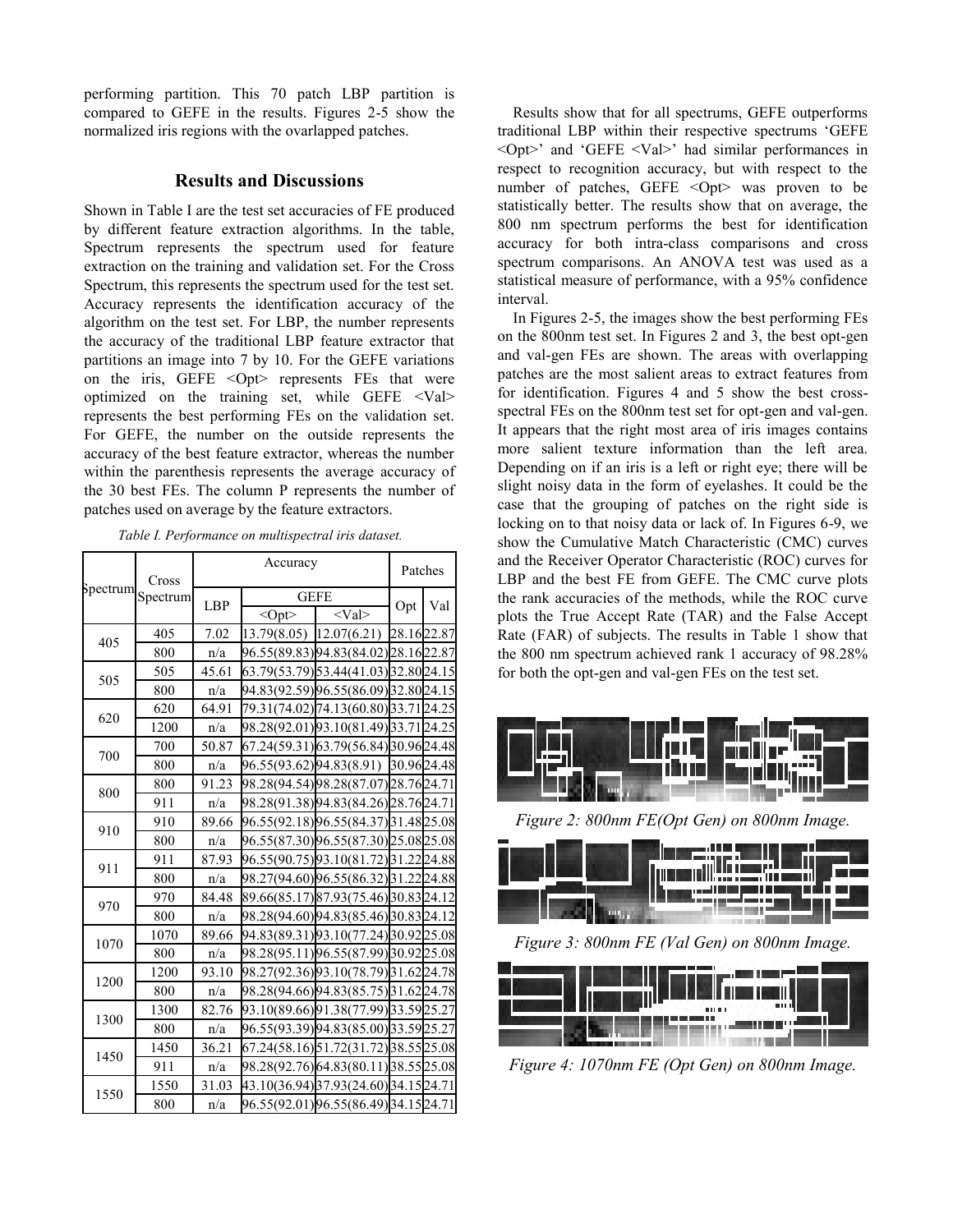performing partition. This 70 patch LBP partition is compared to GEFE in the results. Figures 2-5 show the normalized iris regions with the ovarlapped patches.

## Results and Discussions

Shown in Table I are the test set accuracies of FE produced by different feature extraction algorithms. In the table, Spectrum represents the spectrum used for feature extraction on the training and validation set. For the Cross Spectrum, this represents the spectrum used for the test set. Accuracy represents the identification accuracy of the algorithm on the test set. For LBP, the number represents the accuracy of the traditional LBP feature extractor that partitions an image into 7 by 10. For the GEFE variations on the iris, GEFE <Opt> represents FEs that were optimized on the training set, while GEFE <Val> represents the best performing FEs on the validation set. For GEFE, the number on the outside represents the accuracy of the best feature extractor, whereas the number within the parenthesis represents the average accuracy of the 30 best FEs. The column P represents the number of patches used on average by the feature extractors.

*Table I. Performance on multispectral iris dataset.*

| Spectrum | Cross Spectrum | Accuracy | | | Patches | |
|---|---|---|---|---|---|---|
| | | LBP | GEFE | | Opt | Val |
| | | | <Opt> | <Val> | | |
| 405 | 405 | 7.02 | 13.79(8.05) | 12.07(6.21) | 28.16 | 22.87 |
| | 800 | n/a | 96.55(89.83) | 94.83(84.02) | 28.16 | 22.87 |
| 505 | 505 | 45.61 | 63.79(53.79) | 53.44(41.03) | 32.80 | 24.15 |
| | 800 | n/a | 94.83(92.59) | 96.55(86.09) | 32.80 | 24.15 |
| 620 | 620 | 64.91 | 79.31(74.02) | 74.13(60.80) | 33.71 | 24.25 |
| | 1200 | n/a | 98.28(92.01) | 93.10(81.49) | 33.71 | 24.25 |
| 700 | 700 | 50.87 | 67.24(59.31) | 63.79(56.84) | 30.96 | 24.48 |
| | 800 | n/a | 96.55(93.62) | 94.83(8.91) | 30.96 | 24.48 |
| 800 | 800 | 91.23 | 98.28(94.54) | 98.28(87.07) | 28.76 | 24.71 |
| | 911 | n/a | 98.28(91.38) | 94.83(84.26) | 28.76 | 24.71 |
| 910 | 910 | 89.66 | 96.55(92.18) | 96.55(84.37) | 31.48 | 25.08 |
| | 800 | n/a | 96.55(87.30) | 96.55(87.30) | 25.08 | 25.08 |
| 911 | 911 | 87.93 | 96.55(90.75) | 93.10(81.72) | 31.22 | 24.88 |
| | 800 | n/a | 98.27(94.60) | 96.55(86.32) | 31.22 | 24.88 |
| 970 | 970 | 84.48 | 89.66(85.17) | 87.93(75.46) | 30.83 | 24.12 |
| | 800 | n/a | 98.28(94.60) | 94.83(85.46) | 30.83 | 24.12 |
| 1070 | 1070 | 89.66 | 94.83(89.31) | 93.10(77.24) | 30.92 | 25.08 |
| | 800 | n/a | 98.28(95.11) | 96.55(87.99) | 30.92 | 25.08 |
| 1200 | 1200 | 93.10 | 98.27(92.36) | 93.10(78.79) | 31.62 | 24.78 |
| | 800 | n/a | 98.28(94.66) | 94.83(85.75) | 31.62 | 24.78 |
| 1300 | 1300 | 82.76 | 93.10(89.66) | 91.38(77.99) | 33.59 | 25.27 |
| | 800 | n/a | 96.55(93.39) | 94.83(85.00) | 33.59 | 25.27 |
| 1450 | 1450 | 36.21 | 67.24(58.16) | 51.72(31.72) | 38.55 | 25.08 |
| | 911 | n/a | 98.28(92.76) | 64.83(80.11) | 38.55 | 25.08 |
| 1550 | 1550 | 31.03 | 43.10(36.94) | 37.93(24.60) | 34.15 | 24.71 |
| | 800 | n/a | 96.55(92.01) | 96.55(86.49) | 34.15 | 24.71 |

Results show that for all spectrums, GEFE outperforms traditional LBP within their respective spectrums 'GEFE <Opt>' and 'GEFE <Val>' had similar performances in respect to recognition accuracy, but with respect to the number of patches, GEFE <Opt> was proven to be statistically better. The results show that on average, the 800 nm spectrum performs the best for identification accuracy for both intra-class comparisons and cross spectrum comparisons. An ANOVA test was used as a statistical measure of performance, with a 95% confidence interval.

In Figures 2-5, the images show the best performing FEs on the 800nm test set. In Figures 2 and 3, the best opt-gen and val-gen FEs are shown. The areas with overlapping patches are the most salient areas to extract features from for identification. Figures 4 and 5 show the best cross-spectral FEs on the 800nm test set for opt-gen and val-gen. It appears that the right most area of iris images contains more salient texture information than the left area. Depending on if an iris is a left or right eye; there will be slight noisy data in the form of eyelashes. It could be the case that the grouping of patches on the right side is locking on to that noisy data or lack of. In Figures 6-9, we show the Cumulative Match Characteristic (CMC) curves and the Receiver Operator Characteristic (ROC) curves for LBP and the best FE from GEFE. The CMC curve plots the rank accuracies of the methods, while the ROC curve plots the True Accept Rate (TAR) and the False Accept Rate (FAR) of subjects. The results in Table 1 show that the 800 nm spectrum achieved rank 1 accuracy of 98.28% for both the opt-gen and val-gen FEs on the test set.

*Figure 2: 800nm FE(Opt Gen) on 800nm Image.*

*Figure 3: 800nm FE (Val Gen) on 800nm Image.*

*Figure 4: 1070nm FE (Opt Gen) on 800nm Image.*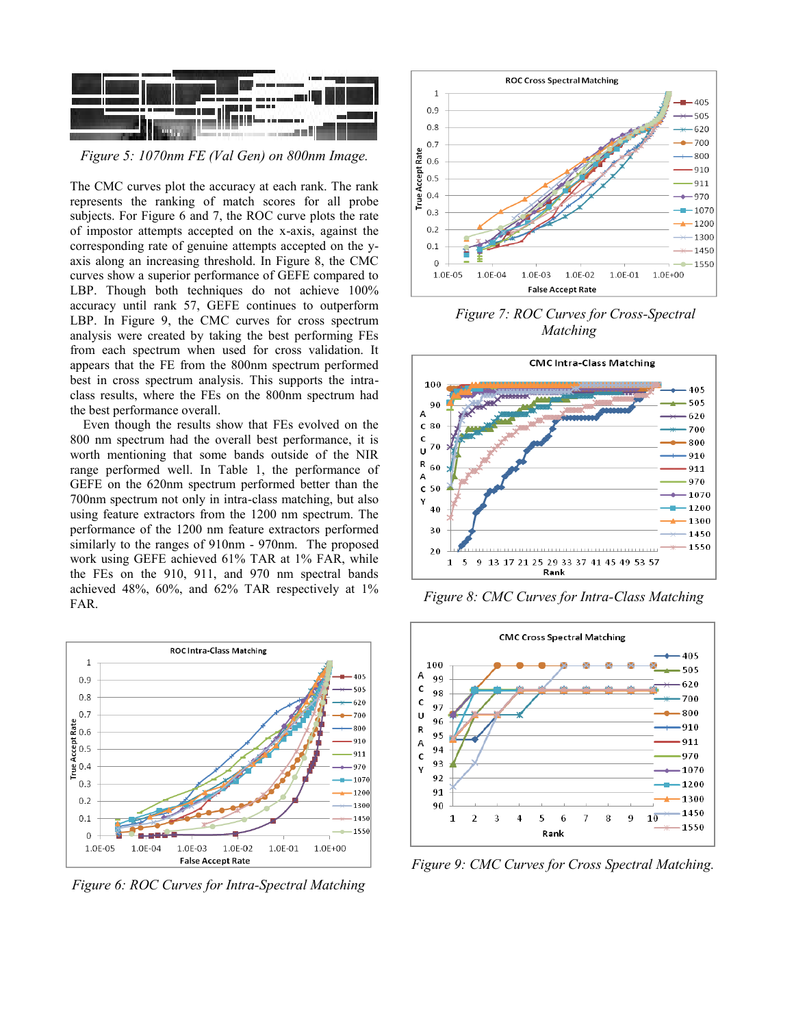*Figure 5: 1070nm FE (Val Gen) on 800nm Image.*

The CMC curves plot the accuracy at each rank. The rank represents the ranking of match scores for all probe subjects. For Figure 6 and 7, the ROC curve plots the rate of impostor attempts accepted on the x-axis, against the corresponding rate of genuine attempts accepted on the y-axis along an increasing threshold. In Figure 8, the CMC curves show a superior performance of GEFE compared to LBP. Though both techniques do not achieve 100% accuracy until rank 57, GEFE continues to outperform LBP. In Figure 9, the CMC curves for cross spectrum analysis were created by taking the best performing FEs from each spectrum when used for cross validation. It appears that the FE from the 800nm spectrum performed best in cross spectrum analysis. This supports the intra-class results, where the FEs on the 800nm spectrum had the best performance overall.

Even though the results show that FEs evolved on the 800 nm spectrum had the overall best performance, it is worth mentioning that some bands outside of the NIR range performed well. In Table 1, the performance of GEFE on the 620nm spectrum performed better than the 700nm spectrum not only in intra-class matching, but also using feature extractors from the 1200 nm spectrum. The performance of the 1200 nm feature extractors performed similarly to the ranges of 910nm - 970nm. The proposed work using GEFE achieved 61% TAR at 1% FAR, while the FEs on the 910, 911, and 970 nm spectral bands achieved 48%, 60%, and 62% TAR respectively at 1% FAR.

*Figure 6: ROC Curves for Intra-Spectral Matching*

*Figure 7: ROC Curves for Cross-Spectral Matching*

*Figure 8: CMC Curves for Intra-Class Matching*

*Figure 9: CMC Curves for Cross Spectral Matching.*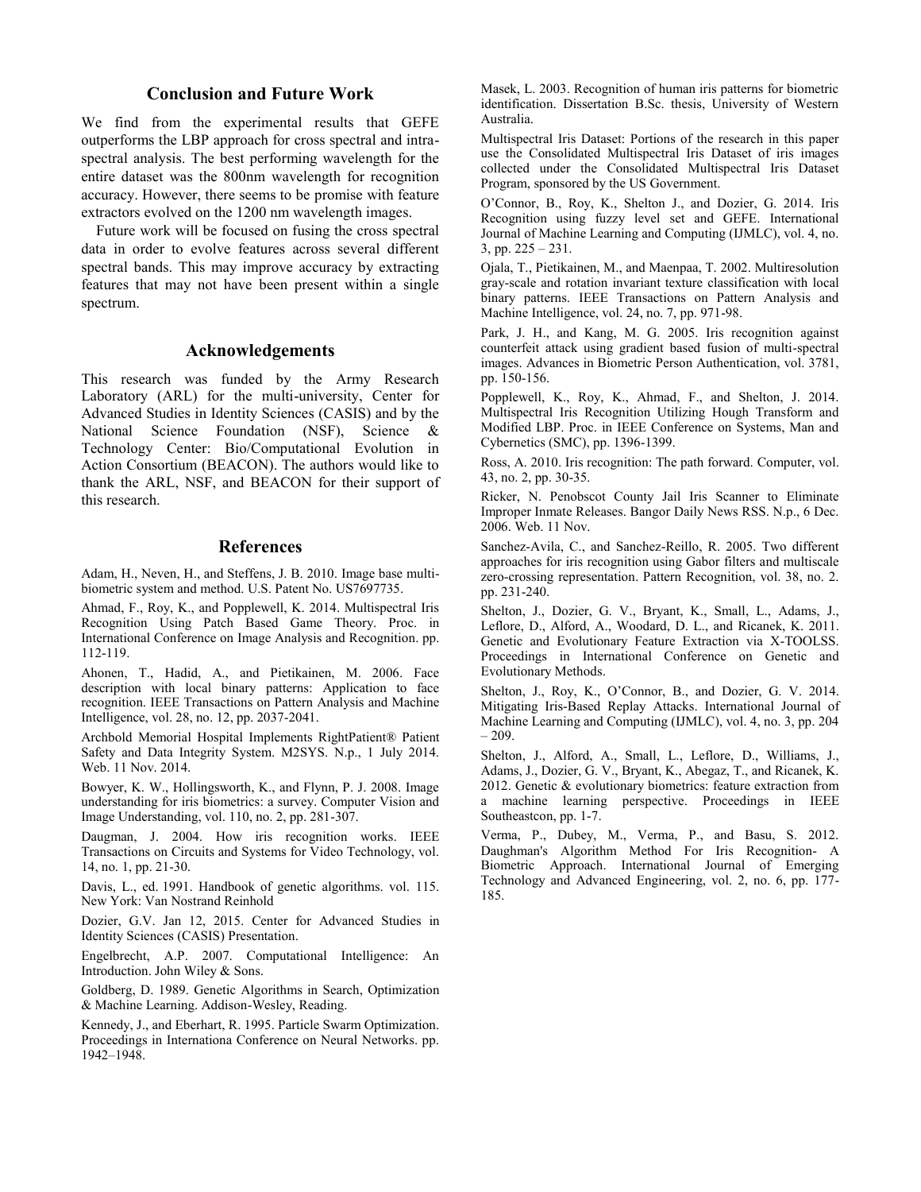## Conclusion and Future Work

We find from the experimental results that GEFE outperforms the LBP approach for cross spectral and intra-spectral analysis. The best performing wavelength for the entire dataset was the 800nm wavelength for recognition accuracy. However, there seems to be promise with feature extractors evolved on the 1200 nm wavelength images.

Future work will be focused on fusing the cross spectral data in order to evolve features across several different spectral bands. This may improve accuracy by extracting features that may not have been present within a single spectrum.

## Acknowledgements

This research was funded by the Army Research Laboratory (ARL) for the multi-university, Center for Advanced Studies in Identity Sciences (CASIS) and by the National Science Foundation (NSF), Science & Technology Center: Bio/Computational Evolution in Action Consortium (BEACON). The authors would like to thank the ARL, NSF, and BEACON for their support of this research.

## References

Adam, H., Neven, H., and Steffens, J. B. 2010. Image base multi-biometric system and method. U.S. Patent No. US7697735.

Ahmad, F., Roy, K., and Popplewell, K. 2014. Multispectral Iris Recognition Using Patch Based Game Theory. Proc. in International Conference on Image Analysis and Recognition. pp. 112-119.

Ahonen, T., Hadid, A., and Pietikainen, M. 2006. Face description with local binary patterns: Application to face recognition. IEEE Transactions on Pattern Analysis and Machine Intelligence, vol. 28, no. 12, pp. 2037-2041.

Archbold Memorial Hospital Implements RightPatient® Patient Safety and Data Integrity System. M2SYS. N.p., 1 July 2014. Web. 11 Nov. 2014.

Bowyer, K. W., Hollingsworth, K., and Flynn, P. J. 2008. Image understanding for iris biometrics: a survey. Computer Vision and Image Understanding, vol. 110, no. 2, pp. 281-307.

Daugman, J. 2004. How iris recognition works. IEEE Transactions on Circuits and Systems for Video Technology, vol. 14, no. 1, pp. 21-30.

Davis, L., ed. 1991. Handbook of genetic algorithms. vol. 115. New York: Van Nostrand Reinhold

Dozier, G.V. Jan 12, 2015. Center for Advanced Studies in Identity Sciences (CASIS) Presentation.

Engelbrecht, A.P. 2007. Computational Intelligence: An Introduction. John Wiley & Sons.

Goldberg, D. 1989. Genetic Algorithms in Search, Optimization & Machine Learning. Addison-Wesley, Reading.

Kennedy, J., and Eberhart, R. 1995. Particle Swarm Optimization. Proceedings in Internationa Conference on Neural Networks. pp. 1942–1948.

Masek, L. 2003. Recognition of human iris patterns for biometric identification. Dissertation B.Sc. thesis, University of Western Australia.

Multispectral Iris Dataset: Portions of the research in this paper use the Consolidated Multispectral Iris Dataset of iris images collected under the Consolidated Multispectral Iris Dataset Program, sponsored by the US Government.

O'Connor, B., Roy, K., Shelton J., and Dozier, G. 2014. Iris Recognition using fuzzy level set and GEFE. International Journal of Machine Learning and Computing (IJMLC), vol. 4, no. 3, pp. 225 – 231.

Ojala, T., Pietikainen, M., and Maenpaa, T. 2002. Multiresolution gray-scale and rotation invariant texture classification with local binary patterns. IEEE Transactions on Pattern Analysis and Machine Intelligence, vol. 24, no. 7, pp. 971-98.

Park, J. H., and Kang, M. G. 2005. Iris recognition against counterfeit attack using gradient based fusion of multi-spectral images. Advances in Biometric Person Authentication, vol. 3781, pp. 150-156.

Popplewell, K., Roy, K., Ahmad, F., and Shelton, J. 2014. Multispectral Iris Recognition Utilizing Hough Transform and Modified LBP. Proc. in IEEE Conference on Systems, Man and Cybernetics (SMC), pp. 1396-1399.

Ross, A. 2010. Iris recognition: The path forward. Computer, vol. 43, no. 2, pp. 30-35.

Ricker, N. Penobscot County Jail Iris Scanner to Eliminate Improper Inmate Releases. Bangor Daily News RSS. N.p., 6 Dec. 2006. Web. 11 Nov.

Sanchez-Avila, C., and Sanchez-Reillo, R. 2005. Two different approaches for iris recognition using Gabor filters and multiscale zero-crossing representation. Pattern Recognition, vol. 38, no. 2. pp. 231-240.

Shelton, J., Dozier, G. V., Bryant, K., Small, L., Adams, J., Leflore, D., Alford, A., Woodard, D. L., and Ricanek, K. 2011. Genetic and Evolutionary Feature Extraction via X-TOOLSS. Proceedings in International Conference on Genetic and Evolutionary Methods.

Shelton, J., Roy, K., O'Connor, B., and Dozier, G. V. 2014. Mitigating Iris-Based Replay Attacks. International Journal of Machine Learning and Computing (IJMLC), vol. 4, no. 3, pp. 204 – 209.

Shelton, J., Alford, A., Small, L., Leflore, D., Williams, J., Adams, J., Dozier, G. V., Bryant, K., Abegaz, T., and Ricanek, K. 2012. Genetic & evolutionary biometrics: feature extraction from a machine learning perspective. Proceedings in IEEE Southeastcon, pp. 1-7.

Verma, P., Dubey, M., Verma, P., and Basu, S. 2012. Daughman's Algorithm Method For Iris Recognition- A Biometric Approach. International Journal of Emerging Technology and Advanced Engineering, vol. 2, no. 6, pp. 177-185.